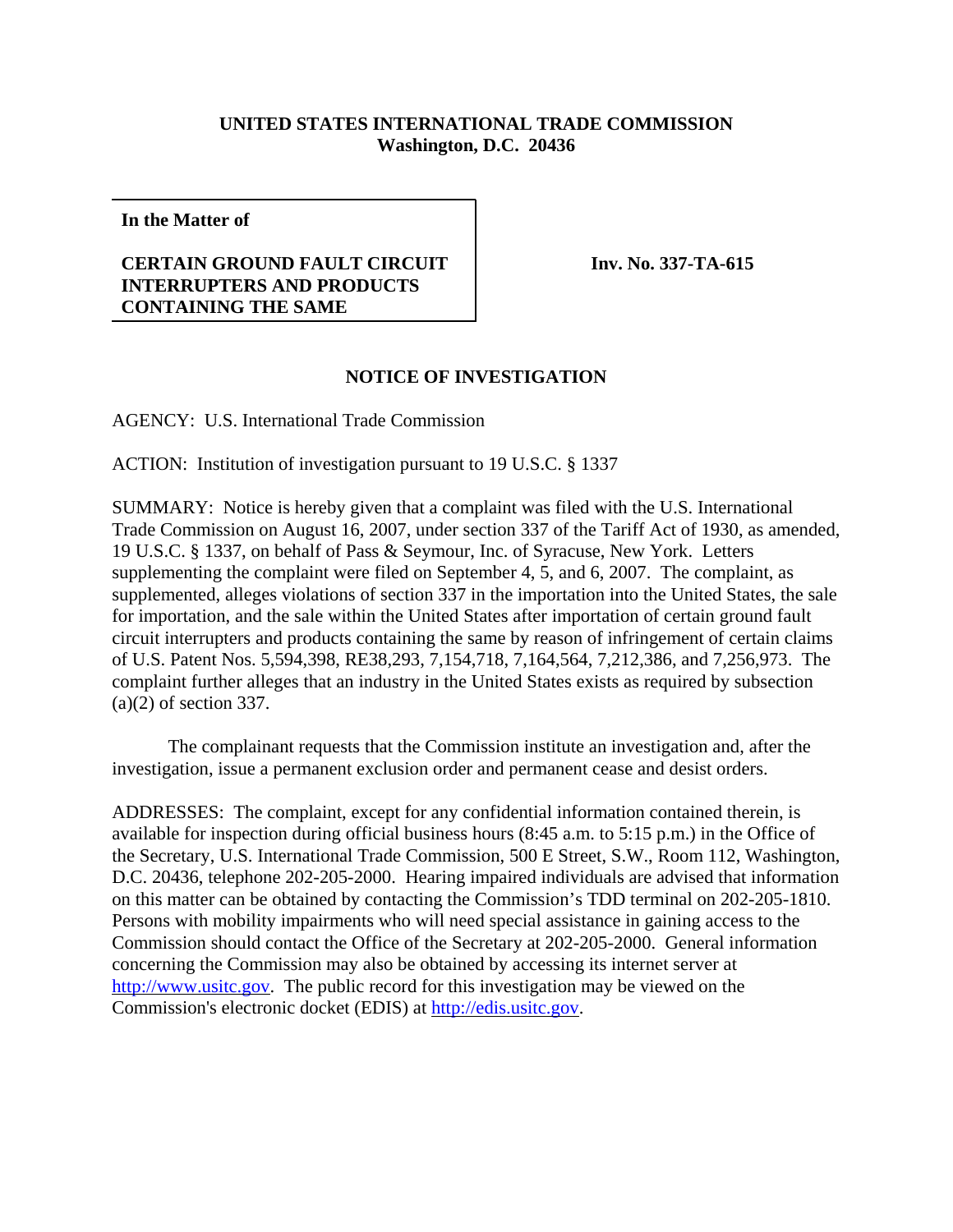**UNITED STATES INTERNATIONAL TRADE COMMISSION**
**Washington, D.C. 20436**

**In the Matter of**

**CERTAIN GROUND FAULT CIRCUIT INTERRUPTERS AND PRODUCTS CONTAINING THE SAME**

**Inv. No. 337-TA-615**

## NOTICE OF INVESTIGATION

AGENCY: U.S. International Trade Commission

ACTION: Institution of investigation pursuant to 19 U.S.C. § 1337

SUMMARY: Notice is hereby given that a complaint was filed with the U.S. International Trade Commission on August 16, 2007, under section 337 of the Tariff Act of 1930, as amended, 19 U.S.C. § 1337, on behalf of Pass & Seymour, Inc. of Syracuse, New York. Letters supplementing the complaint were filed on September 4, 5, and 6, 2007. The complaint, as supplemented, alleges violations of section 337 in the importation into the United States, the sale for importation, and the sale within the United States after importation of certain ground fault circuit interrupters and products containing the same by reason of infringement of certain claims of U.S. Patent Nos. 5,594,398, RE38,293, 7,154,718, 7,164,564, 7,212,386, and 7,256,973. The complaint further alleges that an industry in the United States exists as required by subsection (a)(2) of section 337.

The complainant requests that the Commission institute an investigation and, after the investigation, issue a permanent exclusion order and permanent cease and desist orders.

ADDRESSES: The complaint, except for any confidential information contained therein, is available for inspection during official business hours (8:45 a.m. to 5:15 p.m.) in the Office of the Secretary, U.S. International Trade Commission, 500 E Street, S.W., Room 112, Washington, D.C. 20436, telephone 202-205-2000. Hearing impaired individuals are advised that information on this matter can be obtained by contacting the Commission's TDD terminal on 202-205-1810. Persons with mobility impairments who will need special assistance in gaining access to the Commission should contact the Office of the Secretary at 202-205-2000. General information concerning the Commission may also be obtained by accessing its internet server at http://www.usitc.gov. The public record for this investigation may be viewed on the Commission's electronic docket (EDIS) at http://edis.usitc.gov.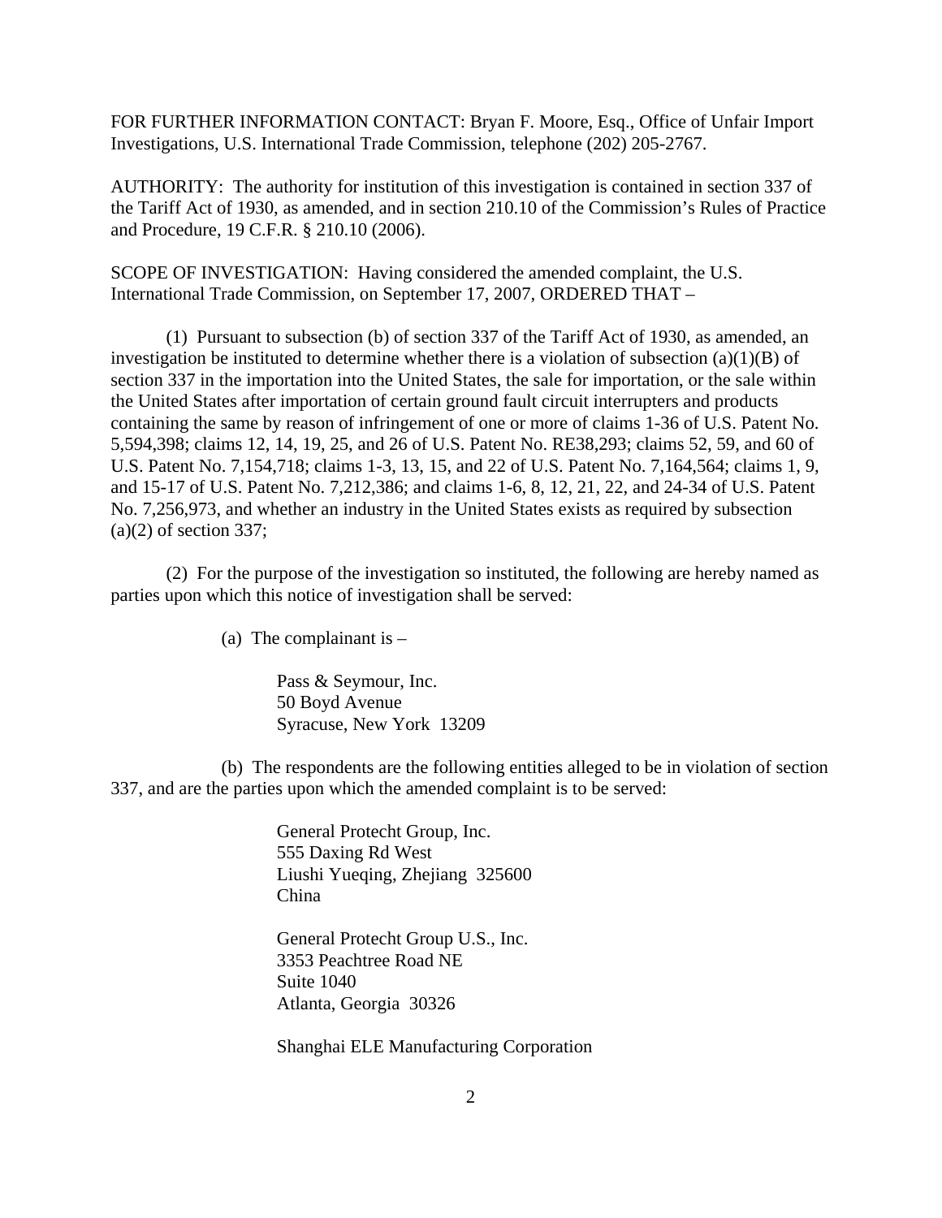FOR FURTHER INFORMATION CONTACT: Bryan F. Moore, Esq., Office of Unfair Import Investigations, U.S. International Trade Commission, telephone (202) 205-2767.

AUTHORITY: The authority for institution of this investigation is contained in section 337 of the Tariff Act of 1930, as amended, and in section 210.10 of the Commission's Rules of Practice and Procedure, 19 C.F.R. § 210.10 (2006).

SCOPE OF INVESTIGATION: Having considered the amended complaint, the U.S. International Trade Commission, on September 17, 2007, ORDERED THAT –

(1) Pursuant to subsection (b) of section 337 of the Tariff Act of 1930, as amended, an investigation be instituted to determine whether there is a violation of subsection (a)(1)(B) of section 337 in the importation into the United States, the sale for importation, or the sale within the United States after importation of certain ground fault circuit interrupters and products containing the same by reason of infringement of one or more of claims 1-36 of U.S. Patent No. 5,594,398; claims 12, 14, 19, 25, and 26 of U.S. Patent No. RE38,293; claims 52, 59, and 60 of U.S. Patent No. 7,154,718; claims 1-3, 13, 15, and 22 of U.S. Patent No. 7,164,564; claims 1, 9, and 15-17 of U.S. Patent No. 7,212,386; and claims 1-6, 8, 12, 21, 22, and 24-34 of U.S. Patent No. 7,256,973, and whether an industry in the United States exists as required by subsection (a)(2) of section 337;

(2) For the purpose of the investigation so instituted, the following are hereby named as parties upon which this notice of investigation shall be served:

(a) The complainant is –

Pass & Seymour, Inc.
50 Boyd Avenue
Syracuse, New York 13209

(b) The respondents are the following entities alleged to be in violation of section 337, and are the parties upon which the amended complaint is to be served:

General Protecht Group, Inc.
555 Daxing Rd West
Liushi Yueqing, Zhejiang 325600
China

General Protecht Group U.S., Inc.
3353 Peachtree Road NE
Suite 1040
Atlanta, Georgia 30326

Shanghai ELE Manufacturing Corporation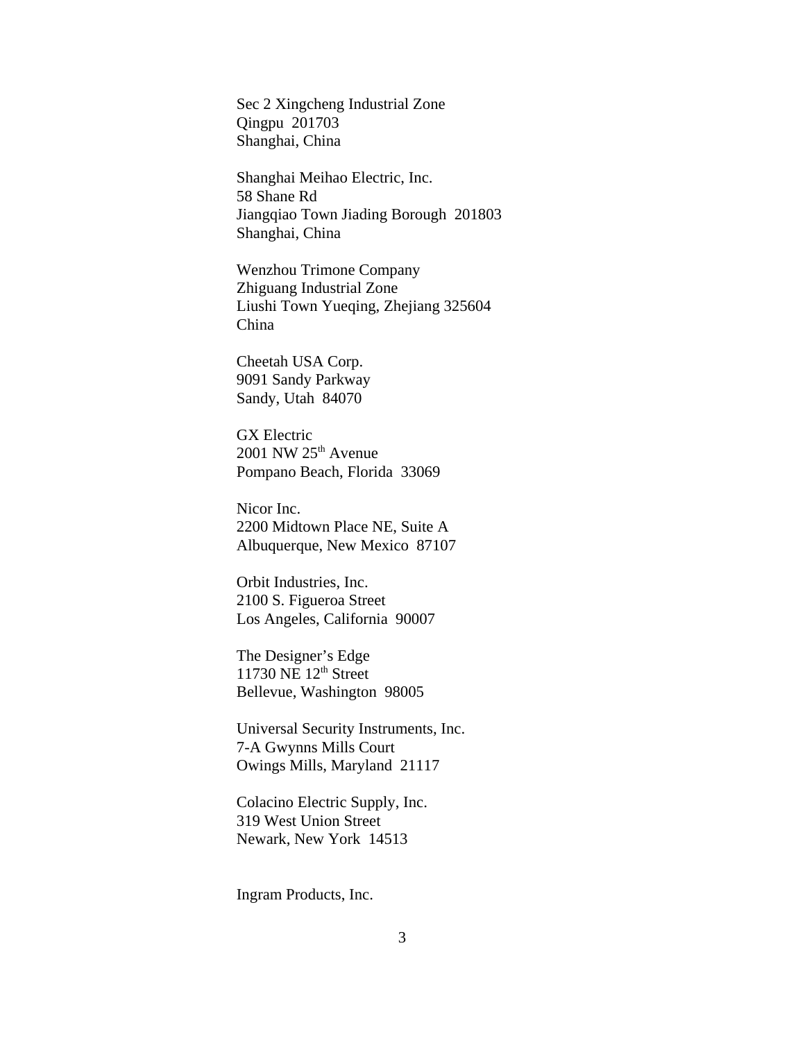Sec 2 Xingcheng Industrial Zone
Qingpu 201703
Shanghai, China

Shanghai Meihao Electric, Inc.
58 Shane Rd
Jiangqiao Town Jiading Borough 201803
Shanghai, China

Wenzhou Trimone Company
Zhiguang Industrial Zone
Liushi Town Yueqing, Zhejiang 325604
China

Cheetah USA Corp.
9091 Sandy Parkway
Sandy, Utah 84070

GX Electric
2001 NW 25th Avenue
Pompano Beach, Florida 33069

Nicor Inc.
2200 Midtown Place NE, Suite A
Albuquerque, New Mexico 87107

Orbit Industries, Inc.
2100 S. Figueroa Street
Los Angeles, California 90007

The Designer's Edge
11730 NE 12th Street
Bellevue, Washington 98005

Universal Security Instruments, Inc.
7-A Gwynns Mills Court
Owings Mills, Maryland 21117

Colacino Electric Supply, Inc.
319 West Union Street
Newark, New York 14513

Ingram Products, Inc.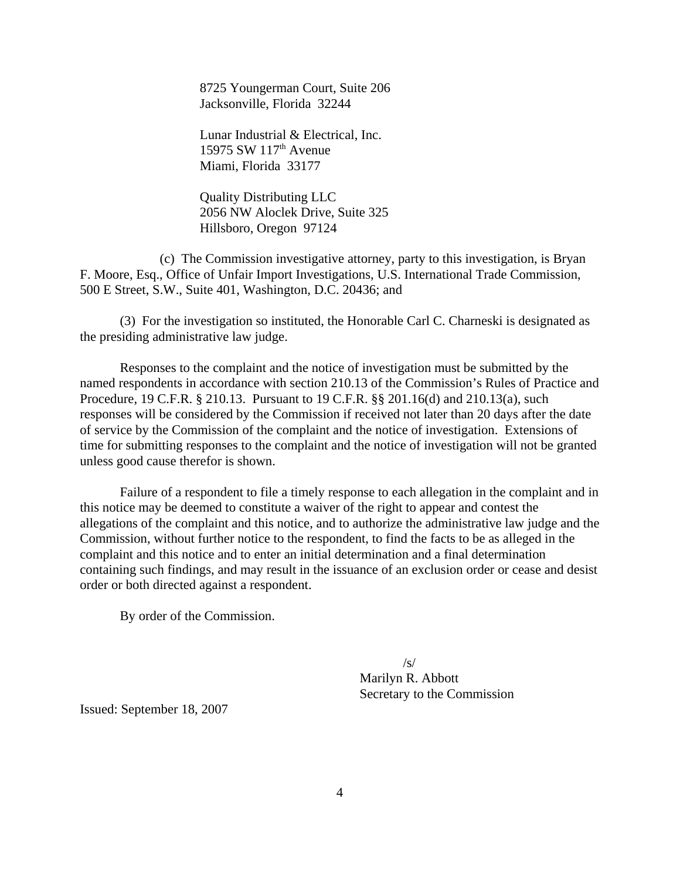8725 Youngerman Court, Suite 206
Jacksonville, Florida 32244

Lunar Industrial & Electrical, Inc.
15975 SW 117th Avenue
Miami, Florida 33177

Quality Distributing LLC
2056 NW Aloclek Drive, Suite 325
Hillsboro, Oregon 97124

(c) The Commission investigative attorney, party to this investigation, is Bryan F. Moore, Esq., Office of Unfair Import Investigations, U.S. International Trade Commission, 500 E Street, S.W., Suite 401, Washington, D.C. 20436; and

(3) For the investigation so instituted, the Honorable Carl C. Charneski is designated as the presiding administrative law judge.

Responses to the complaint and the notice of investigation must be submitted by the named respondents in accordance with section 210.13 of the Commission's Rules of Practice and Procedure, 19 C.F.R. § 210.13. Pursuant to 19 C.F.R. §§ 201.16(d) and 210.13(a), such responses will be considered by the Commission if received not later than 20 days after the date of service by the Commission of the complaint and the notice of investigation. Extensions of time for submitting responses to the complaint and the notice of investigation will not be granted unless good cause therefor is shown.

Failure of a respondent to file a timely response to each allegation in the complaint and in this notice may be deemed to constitute a waiver of the right to appear and contest the allegations of the complaint and this notice, and to authorize the administrative law judge and the Commission, without further notice to the respondent, to find the facts to be as alleged in the complaint and this notice and to enter an initial determination and a final determination containing such findings, and may result in the issuance of an exclusion order or cease and desist order or both directed against a respondent.

By order of the Commission.

/s/
Marilyn R. Abbott
Secretary to the Commission

Issued: September 18, 2007